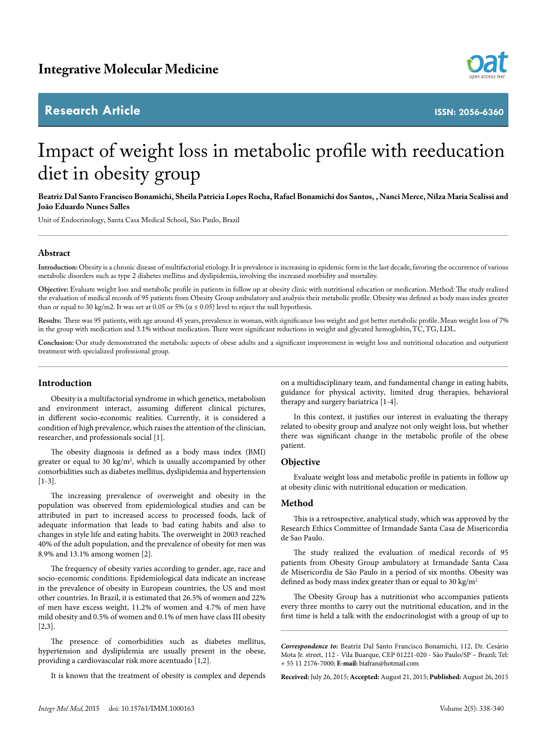Integrative Molecular Medicine

Research Article

ISSN: 2056-6360

# Impact of weight loss in metabolic profile with reeducation diet in obesity group

**Beatriz Dal Santo Francisco Bonamichi, Sheila Patricia Lopes Rocha, Rafael Bonamichi dos Santos, , Nanci Merce, Nilza Maria Scalissi and João Eduardo Nunes Salles**

Unit of Endocrinology, Santa Casa Medical School, São Paulo, Brazil

## Abstract

**Introduction:** Obesity is a chronic disease of multifactorial etiology. It is prevalence is increasing in epidemic form in the last decade, favoring the occurrence of various metabolic disorders such as type 2 diabetes mellitus and dyslipidemia, involving the increased morbidity and mortality.

**Objective:** Evaluate weight loss and metabolic profile in patients in follow up at obesity clinic with nutritional education or medication. Method: The study realized the evaluation of medical records of 95 patients from Obesity Group ambulatory and analysis their metabolic profile. Obesity was defined as body mass index greater than or equal to 30 kg/m2. It was set at 0.05 or 5% ($\alpha \leq 0.05$) level to reject the null hypothesis.

**Results:** There was 95 patients, with age around 45 years, prevalence in woman, with significance loss weight and got better metabolic profile. Mean weight loss of 7% in the group with medication and 3.1% without medication. There were significant reductions in weight and glycated hemoglobin, TC, TG, LDL.

**Conclusion:** Our study demonstrated the metabolic aspects of obese adults and a significant improvement in weight loss and nutritional education and outpatient treatment with specialized professional group.

## Introduction

Obesity is a multifactorial syndrome in which genetics, metabolism and environment interact, assuming different clinical pictures, in different socio-economic realities. Currently, it is considered a condition of high prevalence, which raises the attention of the clinician, researcher, and professionals social [1].

The obesity diagnosis is defined as a body mass index (BMI) greater or equal to 30 kg/m$^2$, which is usually accompanied by other comorbidities such as diabetes mellitus, dyslipidemia and hypertension [1-3].

The increasing prevalence of overweight and obesity in the population was observed from epidemiological studies and can be attributed in part to increased access to processed foods, lack of adequate information that leads to bad eating habits and also to changes in style life and eating habits. The overweight in 2003 reached 40% of the adult population, and the prevalence of obesity for men was 8.9% and 13.1% among women [2].

The frequency of obesity varies according to gender, age, race and socio-economic conditions. Epidemiological data indicate an increase in the prevalence of obesity in European countries, the US and most other countries. In Brazil, it is estimated that 26.5% of women and 22% of men have excess weight, 11.2% of women and 4.7% of men have mild obesity and 0.5% of women and 0.1% of men have class III obesity [2,3].

The presence of comorbidities such as diabetes mellitus, hypertension and dyslipidemia are usually present in the obese, providing a cardiovascular risk more acentuado [1,2].

It is known that the treatment of obesity is complex and depends on a multidisciplinary team, and fundamental change in eating habits, guidance for physical activity, limited drug therapies, behavioral therapy and surgery bariatrica [1-4].

In this context, it justifies our interest in evaluating the therapy related to obesity group and analyze not only weight loss, but whether there was significant change in the metabolic profile of the obese patient.

## Objective

Evaluate weight loss and metabolic profile in patients in follow up at obesity clinic with nutritional education or medication.

## Method

This is a retrospective, analytical study, which was approved by the Research Ethics Committee of Irmandade Santa Casa de Misericordia de Sao Paulo.

The study realized the evaluation of medical records of 95 patients from Obesity Group ambulatory at Irmandade Santa Casa de Misericordia de São Paulo in a period of six months. Obesity was defined as body mass index greater than or equal to 30 kg/m$^2$

The Obesity Group has a nutritionist who accompanies patients every three months to carry out the nutritional education, and in the first time is held a talk with the endocrinologist with a group of up to

***Correspondence to:*** Beatriz Dal Santo Francisco Bonamichi, 112, Dr. Cesário Mota Jr. street, 112 - Vila Buarque, CEP 01221-020 - São Paulo/SP – Brazil; Tel: + 55 11 2176-7000; **E-mail:** biafran@hotmail.com

**Received:** July 26, 2015; **Accepted:** August 21, 2015; **Published:** August 26, 2015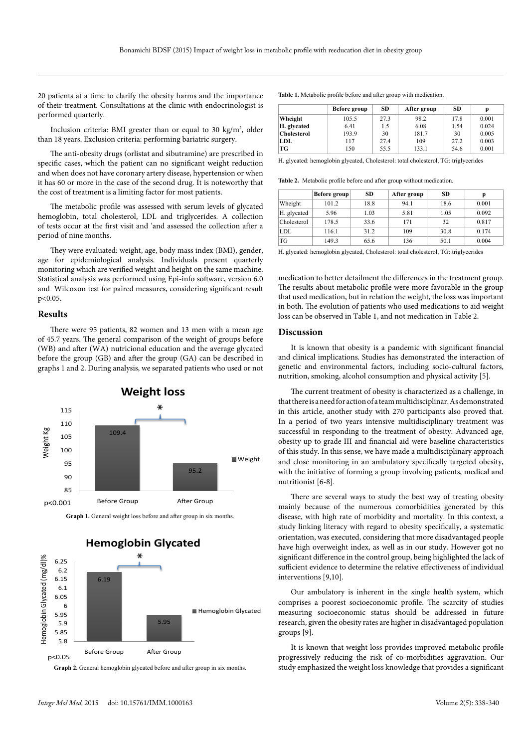20 patients at a time to clarify the obesity harms and the importance of their treatment. Consultations at the clinic with endocrinologist is performed quarterly.

Inclusion criteria: BMI greater than or equal to 30 kg/m$^2$, older than 18 years. Exclusion criteria: performing bariatric surgery.

The anti-obesity drugs (orlistat and sibutramine) are prescribed in specific cases, which the patient can no significant weight reduction and when does not have coronary artery disease, hypertension or when it has 60 or more in the case of the second drug. It is noteworthy that the cost of treatment is a limiting factor for most patients.

The metabolic profile was assessed with serum levels of glycated hemoglobin, total cholesterol, LDL and triglycerides. A collection of tests occur at the first visit and 'and assessed the collection after a period of nine months.

They were evaluated: weight, age, body mass index (BMI), gender, age for epidemiological analysis. Individuals present quarterly monitoring which are verified weight and height on the same machine. Statistical analysis was performed using Epi-info software, version 6.0 and Wilcoxon test for paired measures, considering significant result $p<0.05$.

## Results

There were 95 patients, 82 women and 13 men with a mean age of 45.7 years. The general comparison of the weight of groups before (WB) and after (WA) nutricional education and the average glycated before the group (GB) and after the group (GA) can be described in graphs 1 and 2. During analysis, we separated patients who used or not medication to better detailment the differences in the treatment group. The results about metabolic profile were more favorable in the group that used medication, but in relation the weight, the loss was important in both. The evolution of patients who used medications to aid weight loss can be observed in Table 1, and not medication in Table 2.

**Weight loss**

| | Weight (Kg) |
|---|---|
| Before Group | 109.4 |
| After Group | 95.2 |

p<0.001

Graph 1. General weight loss before and after group in six months.

**Hemoglobin Glycated**

| | Hemoglobin Glycated (mg/dl)% |
|---|---|
| Before Group | 6.19 |
| After Group | 5.95 |

p<0.05

Graph 2. General hemoglobin glycated before and after group in six months.

**Table 1.** Metabolic profile before and after group with medication.

| | Before group | SD | After group | SD | p |
|---|---|---|---|---|---|
| **Wheight** | 105.5 | 27.3 | 98.2 | 17.8 | 0.001 |
| **H. glycated** | 6.41 | 1.5 | 6.08 | 1.54 | 0.024 |
| **Cholesterol** | 193.9 | 30 | 181.7 | 30 | 0.005 |
| **LDL** | 117 | 27.4 | 109 | 27.2 | 0.003 |
| **TG** | 150 | 55.5 | 133.1 | 54.6 | 0.001 |

H. glycated: hemoglobin glycated, Cholesterol: total cholesterol, TG: triglycerides

**Table 2.** Metabolic profile before and after group without medication.

| | Before group | SD | After group | SD | p |
|---|---|---|---|---|---|
| Wheight | 101.2 | 18.8 | 94.1 | 18.6 | 0.001 |
| H. glycated | 5.96 | 1.03 | 5.81 | 1.05 | 0.092 |
| Cholesterol | 178.5 | 33.6 | 171 | 32 | 0.817 |
| LDL | 116.1 | 31.2 | 109 | 30.8 | 0.174 |
| TG | 149.3 | 65.6 | 136 | 50.1 | 0.004 |

H. glycated: hemoglobin glycated, Cholesterol: total cholesterol, TG: triglycerides

## Discussion

It is known that obesity is a pandemic with significant financial and clinical implications. Studies has demonstrated the interaction of genetic and environmental factors, including socio-cultural factors, nutrition, smoking, alcohol consumption and physical activity [5].

The current treatment of obesity is characterized as a challenge, in that there is a need for action of a team multidisciplinar. As demonstrated in this article, another study with 270 participants also proved that. In a period of two years intensive multidisciplinary treatment was successful in responding to the treatment of obesity. Advanced age, obesity up to grade III and financial aid were baseline characteristics of this study. In this sense, we have made a multidisciplinary approach and close monitoring in an ambulatory specifically targeted obesity, with the initiative of forming a group involving patients, medical and nutritionist [6-8].

There are several ways to study the best way of treating obesity mainly because of the numerous comorbidities generated by this disease, with high rate of morbidity and mortality. In this context, a study linking literacy with regard to obesity specifically, a systematic orientation, was executed, considering that more disadvantaged people have high overweight index, as well as in our study. However got no significant difference in the control group, being highlighted the lack of sufficient evidence to determine the relative effectiveness of individual interventions [9,10].

Our ambulatory is inherent in the single health system, which comprises a poorest socioeconomic profile. The scarcity of studies measuring socioeconomic status should be addressed in future research, given the obesity rates are higher in disadvantaged population groups [9].

It is known that weight loss provides improved metabolic profile progressively reducing the risk of co-morbidities aggravation. Our study emphasized the weight loss knowledge that provides a significant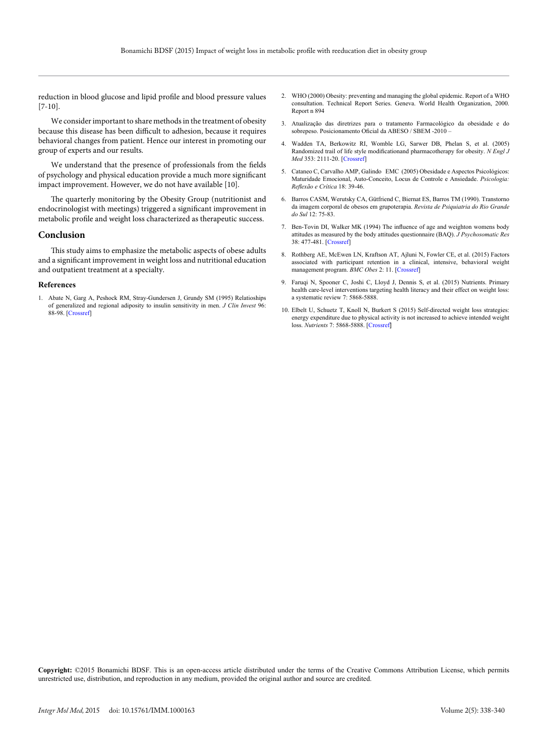reduction in blood glucose and lipid profile and blood pressure values [7-10].

We consider important to share methods in the treatment of obesity because this disease has been difficult to adhesion, because it requires behavioral changes from patient. Hence our interest in promoting our group of experts and our results.

We understand that the presence of professionals from the fields of psychology and physical education provide a much more significant impact improvement. However, we do not have available [10].

The quarterly monitoring by the Obesity Group (nutritionist and endocrinologist with meetings) triggered a significant improvement in metabolic profile and weight loss characterized as therapeutic success.

## Conclusion

This study aims to emphasize the metabolic aspects of obese adults and a significant improvement in weight loss and nutritional education and outpatient treatment at a specialty.

### References

1. Abate N, Garg A, Peshock RM, Stray-Gundersen J, Grundy SM (1995) Relatioships of generalized and regional adiposity to insulin sensitivity in men. *J Clin Invest* 96: 88-98. [Crossref]
2. WHO (2000) Obesity: preventing and managing the global epidemic. Report of a WHO consultation. Technical Report Series. Geneva. World Health Organization, 2000. Report n 894
3. Atualização das diretrizes para o tratamento Farmacológico da obesidade e do sobrepeso. Posicionamento Oficial da ABESO / SBEM -2010 –
4. Wadden TA, Berkowitz RI, Womble LG, Sarwer DB, Phelan S, et al. (2005) Randomized trail of life style modificationand pharmacotherapy for obesity. *N Engl J Med* 353: 2111-20. [Crossref]
5. Cataneo C, Carvalho AMP, Galindo EMC (2005) Obesidade e Aspectos Psicológicos: Maturidade Emocional, Auto-Conceito, Locus de Controle e Ansiedade. *Psicologia: Reflexão e Crítica* 18: 39-46.
6. Barros CASM, Werutsky CA, Gütfriend C, Biernat ES, Barros TM (1990). Transtorno da imagem corporal de obesos em grupoterapia. *Revista de Psiquiatria do Rio Grande do Sul* 12: 75-83.
7. Ben-Tovin DI, Walker MK (1994) The influence of age and weighton womens body attitudes as measured by the body attitudes questionnaire (BAQ). *J Psychosomatic Res* 38: 477-481. [Crossref]
8. Rothberg AE, McEwen LN, Kraftson AT, Ajluni N, Fowler CE, et al. (2015) Factors associated with participant retention in a clinical, intensive, behavioral weight management program. *BMC Obes* 2: 11. [Crossref]
9. Faruqi N, Spooner C, Joshi C, Lloyd J, Dennis S, et al. (2015) Nutrients. Primary health care-level interventions targeting health literacy and their effect on weight loss: a systematic review 7: 5868-5888.
10. Elbelt U, Schuetz T, Knoll N, Burkert S (2015) Self-directed weight loss strategies: energy expenditure due to physical activity is not increased to achieve intended weight loss. *Nutrients* 7: 5868-5888. [Crossref]

**Copyright:** ©2015 Bonamichi BDSF. This is an open-access article distributed under the terms of the Creative Commons Attribution License, which permits unrestricted use, distribution, and reproduction in any medium, provided the original author and source are credited.